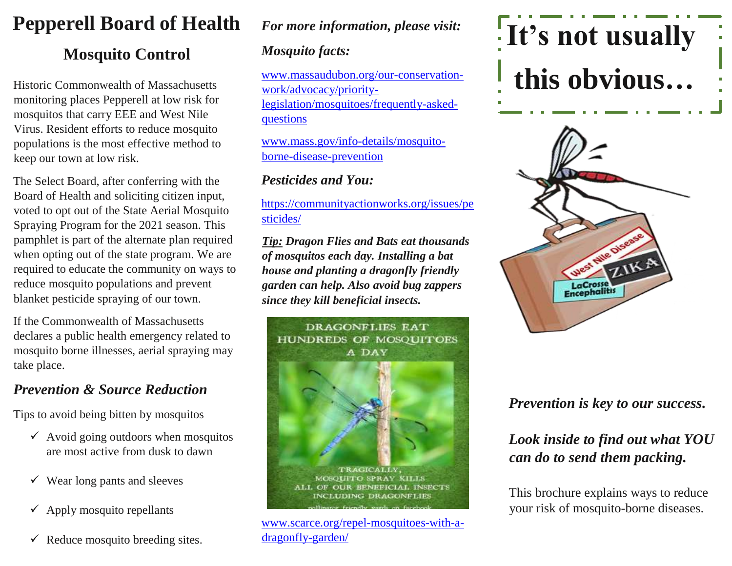# Pepperell Board of Health

## Mosquito Control

Historic Commonwealth of Massachusetts monitoring places Pepperell at low risk for mosquitos that carry EEE and West Nile Virus. Resident efforts to reduce mosquito populations is the most effective method to keep our town at low risk.

The Select Board, after conferring with the Board of Health and soliciting citizen input, voted to opt out of the State Aerial Mosquito Spraying Program for the 2021 season. This pamphlet is part of the alternate plan required when opting out of the state program. We are required to educate the community on ways to reduce mosquito populations and prevent blanket pesticide spraying of our town.

If the Commonwealth of Massachusetts declares a public health emergency related to mosquito borne illnesses, aerial spraying may take place.

### *Prevention & Source Reduction*

Tips to avoid being bitten by mosquitos

- ✓ Avoid going outdoors when mosquitos are most active from dusk to dawn
- ✓ Wear long pants and sleeves
- ✓ Apply mosquito repellants
- ✓ Reduce mosquito breeding sites.

***For more information, please visit:***

***Mosquito facts:***

www.massaudubon.org/our-conservation-work/advocacy/priority-legislation/mosquitoes/frequently-asked-questions

www.mass.gov/info-details/mosquito-borne-disease-prevention

***Pesticides and You:***

https://communityactionworks.org/issues/pesticides/

***Tip:* Dragon Flies and Bats eat thousands of mosquitos each day. Installing a bat house and planting a dragonfly friendly garden can help. Also avoid bug zappers since they kill beneficial insects.**

DRAGONFLIES EAT HUNDREDS OF MOSQUITOES A DAY

TRAGICALLY, MOSQUITO SPRAY KILLS ALL OF OUR BENEFICIAL INSECTS INCLUDING DRAGONFLIES

www.scarce.org/repel-mosquitoes-with-a-dragonfly-garden/

# It's not usually this obvious…

West Nile Disease ZIKA LaCrosse Encephalitis

***Prevention is key to our success.***

***Look inside to find out what YOU can do to send them packing.***

This brochure explains ways to reduce your risk of mosquito-borne diseases.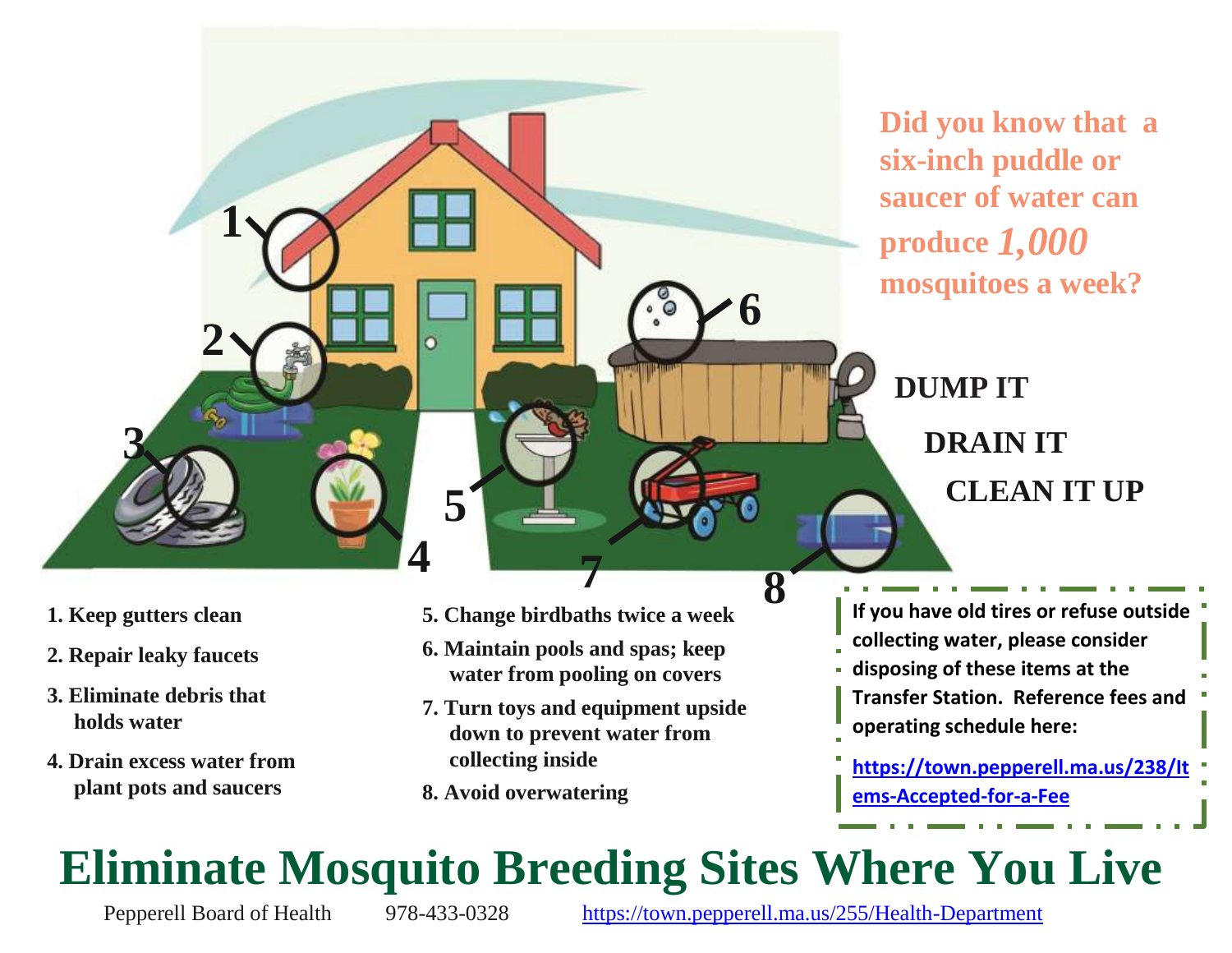Did you know that a six-inch puddle or saucer of water can produce *1,000* mosquitoes a week?

**DUMP IT**

**DRAIN IT**

**CLEAN IT UP**

1. **Keep gutters clean**
2. **Repair leaky faucets**
3. **Eliminate debris that holds water**
4. **Drain excess water from plant pots and saucers**
5. **Change birdbaths twice a week**
6. **Maintain pools and spas; keep water from pooling on covers**
7. **Turn toys and equipment upside down to prevent water from collecting inside**
8. **Avoid overwatering**

**If you have old tires or refuse outside collecting water, please consider disposing of these items at the Transfer Station. Reference fees and operating schedule here:**

**https://town.pepperell.ma.us/238/Items-Accepted-for-a-Fee**

# Eliminate Mosquito Breeding Sites Where You Live

Pepperell Board of Health    978-433-0328    https://town.pepperell.ma.us/255/Health-Department